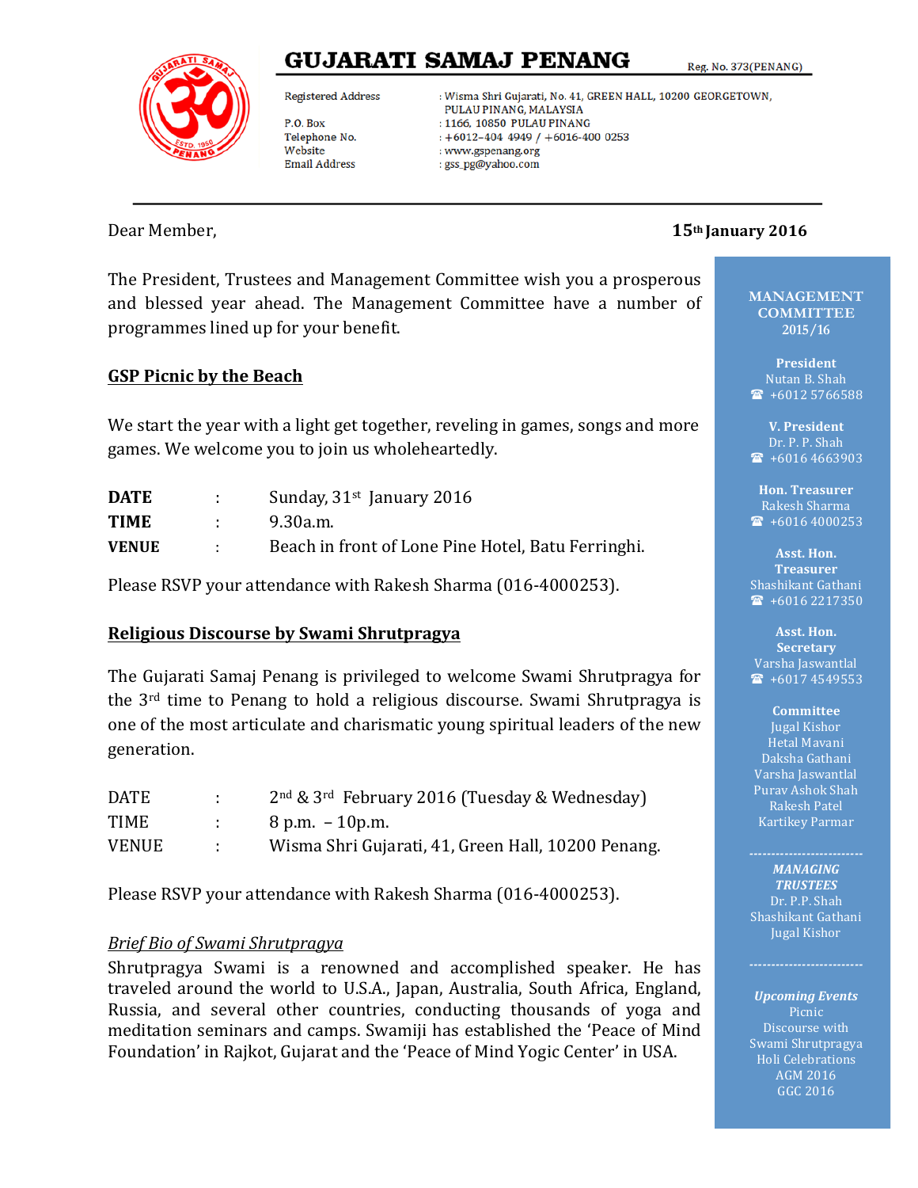# GUJARATI SAMAJ PENANG

Reg. No. 373(PENANG)

| | |
|---|---|
| Registered Address | : Wisma Shri Gujarati, No. 41, GREEN HALL, 10200 GEORGETOWN, PULAU PINANG, MALAYSIA |
| P.O. Box | : 1166, 10850 PULAU PINANG |
| Telephone No. | : +6012-404 4949 / +6016-400 0253 |
| Website | : www.gspenang.org |
| Email Address | : gss_pg@yahoo.com |

Dear Member,

**15th January 2016**

The President, Trustees and Management Committee wish you a prosperous and blessed year ahead. The Management Committee have a number of programmes lined up for your benefit.

## GSP Picnic by the Beach

We start the year with a light get together, reveling in games, songs and more games. We welcome you to join us wholeheartedly.

| | | |
|---|---|---|
| **DATE** | : | Sunday, 31st January 2016 |
| **TIME** | : | 9.30a.m. |
| **VENUE** | : | Beach in front of Lone Pine Hotel, Batu Ferringhi. |

Please RSVP your attendance with Rakesh Sharma (016-4000253).

## Religious Discourse by Swami Shrutpragya

The Gujarati Samaj Penang is privileged to welcome Swami Shrutpragya for the 3rd time to Penang to hold a religious discourse. Swami Shrutpragya is one of the most articulate and charismatic young spiritual leaders of the new generation.

| | | |
|---|---|---|
| DATE | : | 2nd & 3rd February 2016 (Tuesday & Wednesday) |
| TIME | : | 8 p.m. – 10p.m. |
| VENUE | : | Wisma Shri Gujarati, 41, Green Hall, 10200 Penang. |

Please RSVP your attendance with Rakesh Sharma (016-4000253).

*Brief Bio of Swami Shrutpragya*

Shrutpragya Swami is a renowned and accomplished speaker. He has traveled around the world to U.S.A., Japan, Australia, South Africa, England, Russia, and several other countries, conducting thousands of yoga and meditation seminars and camps. Swamiji has established the 'Peace of Mind Foundation' in Rajkot, Gujarat and the 'Peace of Mind Yogic Center' in USA.

---

**MANAGEMENT COMMITTEE 2015/16**

**President**
Nutan B. Shah
☎ +6012 5766588

**V. President**
Dr. P. P. Shah
☎ +6016 4663903

**Hon. Treasurer**
Rakesh Sharma
☎ +6016 4000253

**Asst. Hon. Treasurer**
Shashikant Gathani
☎ +6016 2217350

**Asst. Hon. Secretary**
Varsha Jaswantlal
☎ +6017 4549553

**Committee**
Jugal Kishor
Hetal Mavani
Daksha Gathani
Varsha Jaswantlal
Purav Ashok Shah
Rakesh Patel
Kartikey Parmar

***MANAGING TRUSTEES***
Dr. P.P. Shah
Shashikant Gathani
Jugal Kishor

***Upcoming Events***
Picnic
Discourse with Swami Shrutpragya
Holi Celebrations
AGM 2016
GGC 2016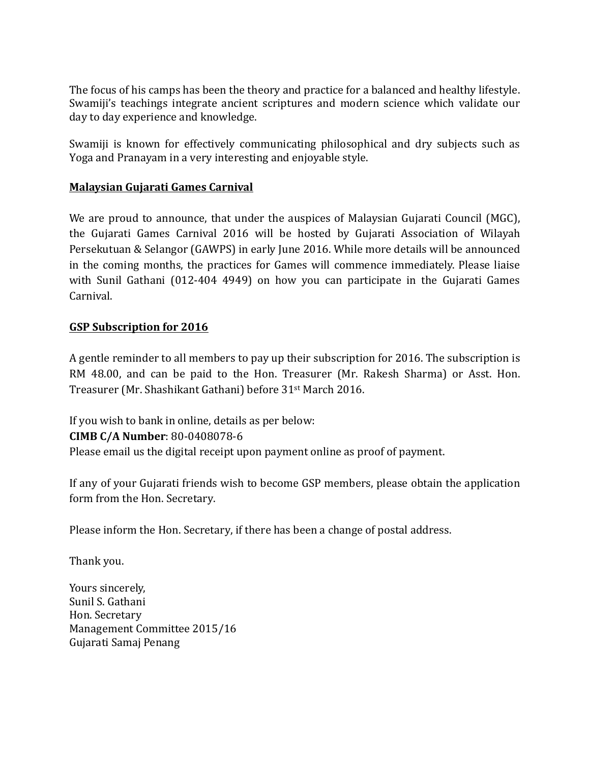The focus of his camps has been the theory and practice for a balanced and healthy lifestyle. Swamiji's teachings integrate ancient scriptures and modern science which validate our day to day experience and knowledge.

Swamiji is known for effectively communicating philosophical and dry subjects such as Yoga and Pranayam in a very interesting and enjoyable style.

## Malaysian Gujarati Games Carnival

We are proud to announce, that under the auspices of Malaysian Gujarati Council (MGC), the Gujarati Games Carnival 2016 will be hosted by Gujarati Association of Wilayah Persekutuan & Selangor (GAWPS) in early June 2016. While more details will be announced in the coming months, the practices for Games will commence immediately. Please liaise with Sunil Gathani (012-404 4949) on how you can participate in the Gujarati Games Carnival.

## GSP Subscription for 2016

A gentle reminder to all members to pay up their subscription for 2016. The subscription is RM 48.00, and can be paid to the Hon. Treasurer (Mr. Rakesh Sharma) or Asst. Hon. Treasurer (Mr. Shashikant Gathani) before 31st March 2016.

If you wish to bank in online, details as per below:
**CIMB C/A Number**: 80-0408078-6
Please email us the digital receipt upon payment online as proof of payment.

If any of your Gujarati friends wish to become GSP members, please obtain the application form from the Hon. Secretary.

Please inform the Hon. Secretary, if there has been a change of postal address.

Thank you.

Yours sincerely,
Sunil S. Gathani
Hon. Secretary
Management Committee 2015/16
Gujarati Samaj Penang